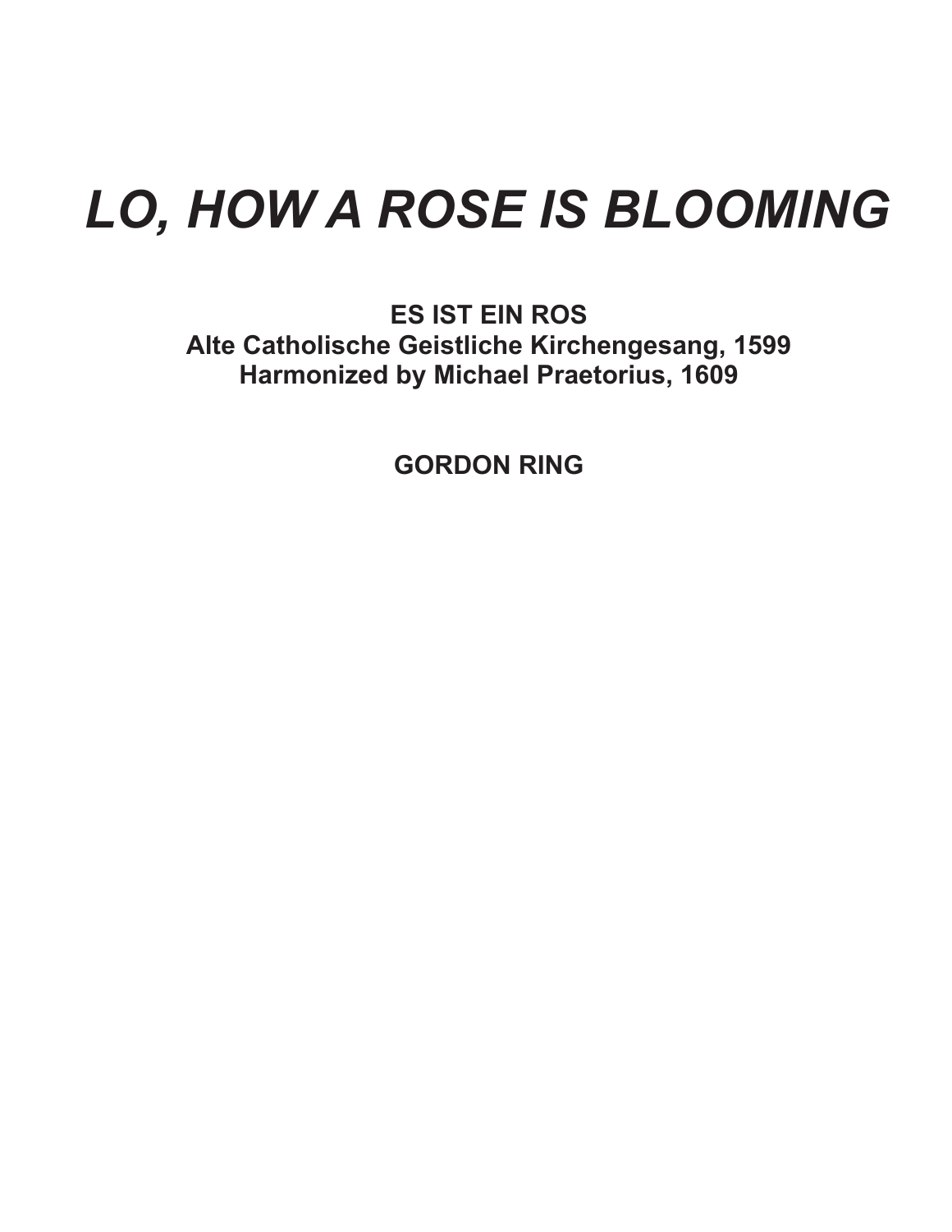# *LO, HOW A ROSE IS BLOOMING*

**ES IST EIN ROS**
**Alte Catholische Geistliche Kirchengesang, 1599**
**Harmonized by Michael Praetorius, 1609**

**GORDON RING**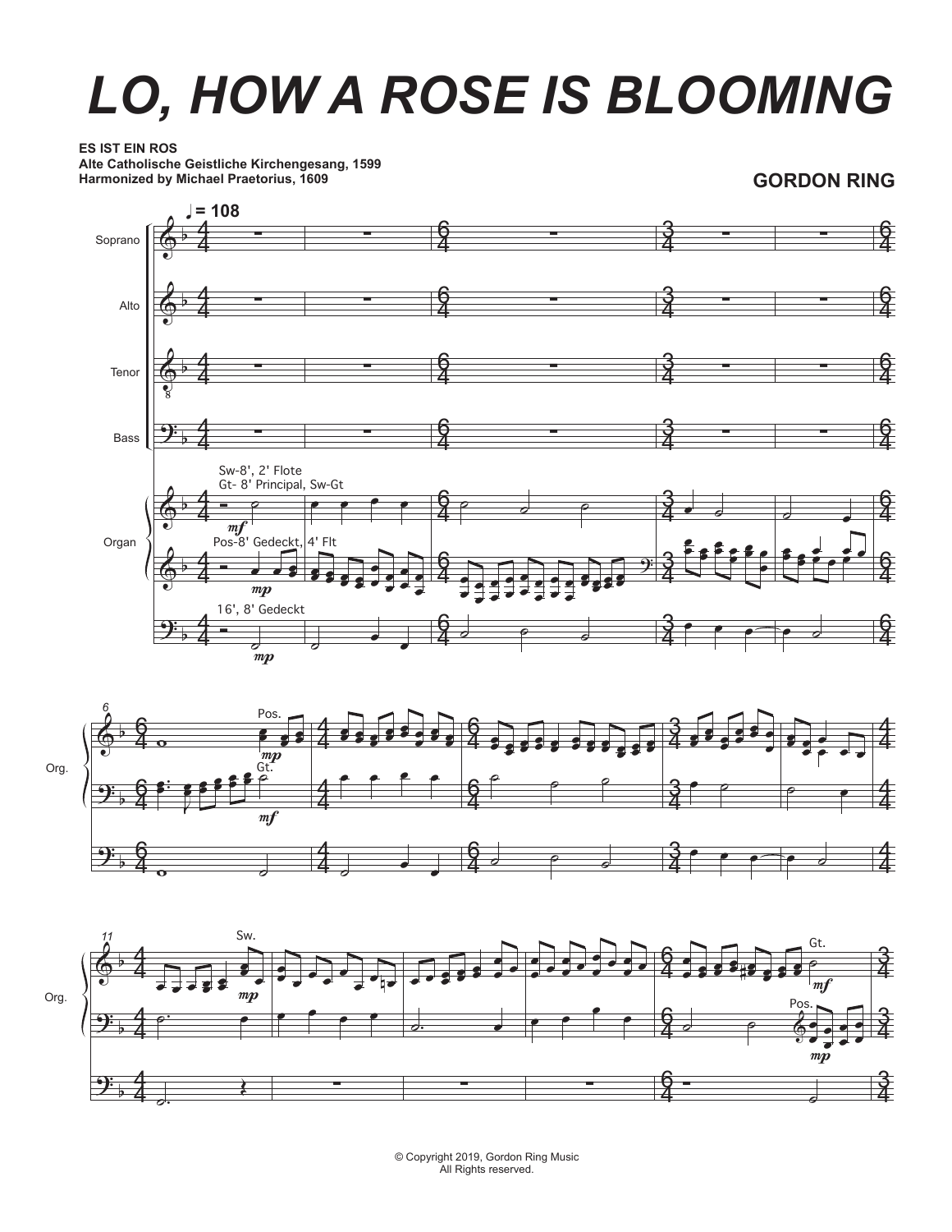# LO, HOW A ROSE IS BLOOMING

**ES IST EIN ROS**
**Alte Catholische Geistliche Kirchengesang, 1599**
**Harmonized by Michael Praetorius, 1609**

**GORDON RING**

© Copyright 2019, Gordon Ring Music
All Rights reserved.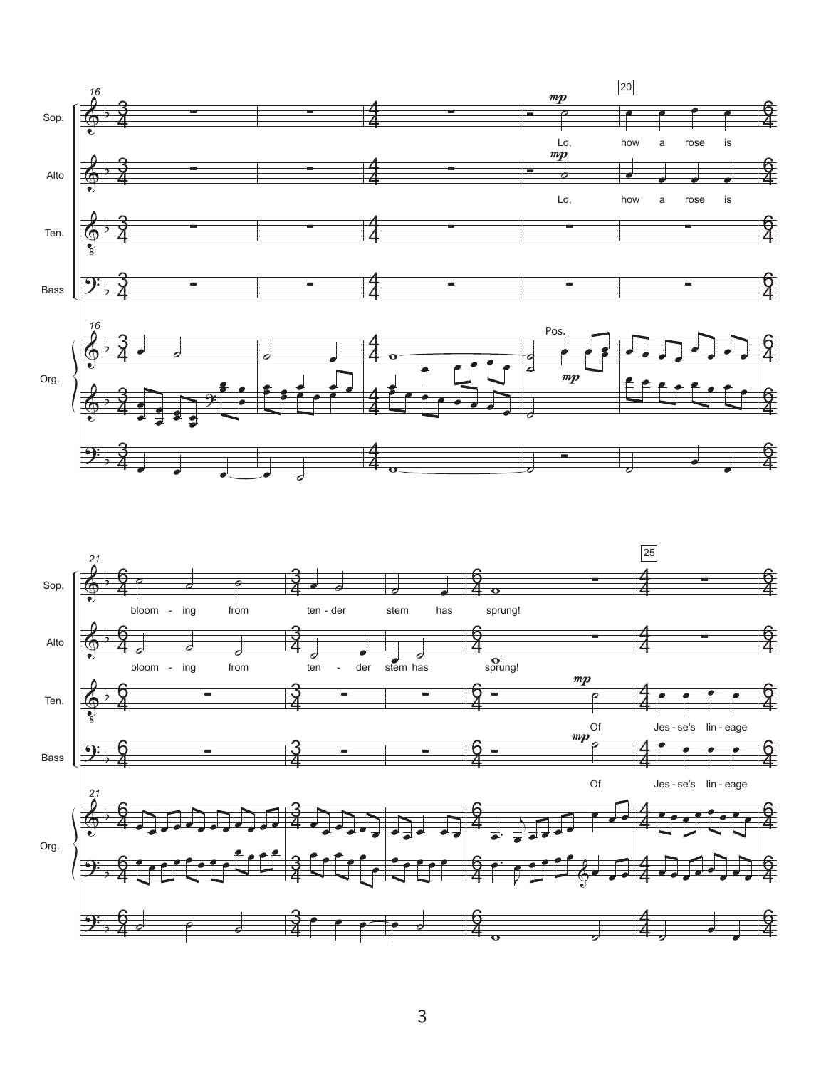Sop. Lo, how a rose is bloom - ing from ten - der stem has sprung!

Alto Lo, how a rose is bloom - ing from ten - der stem has sprung!

Ten. Of Jes - se's lin - eage

Bass Of Jes - se's lin - eage

Org. Pos.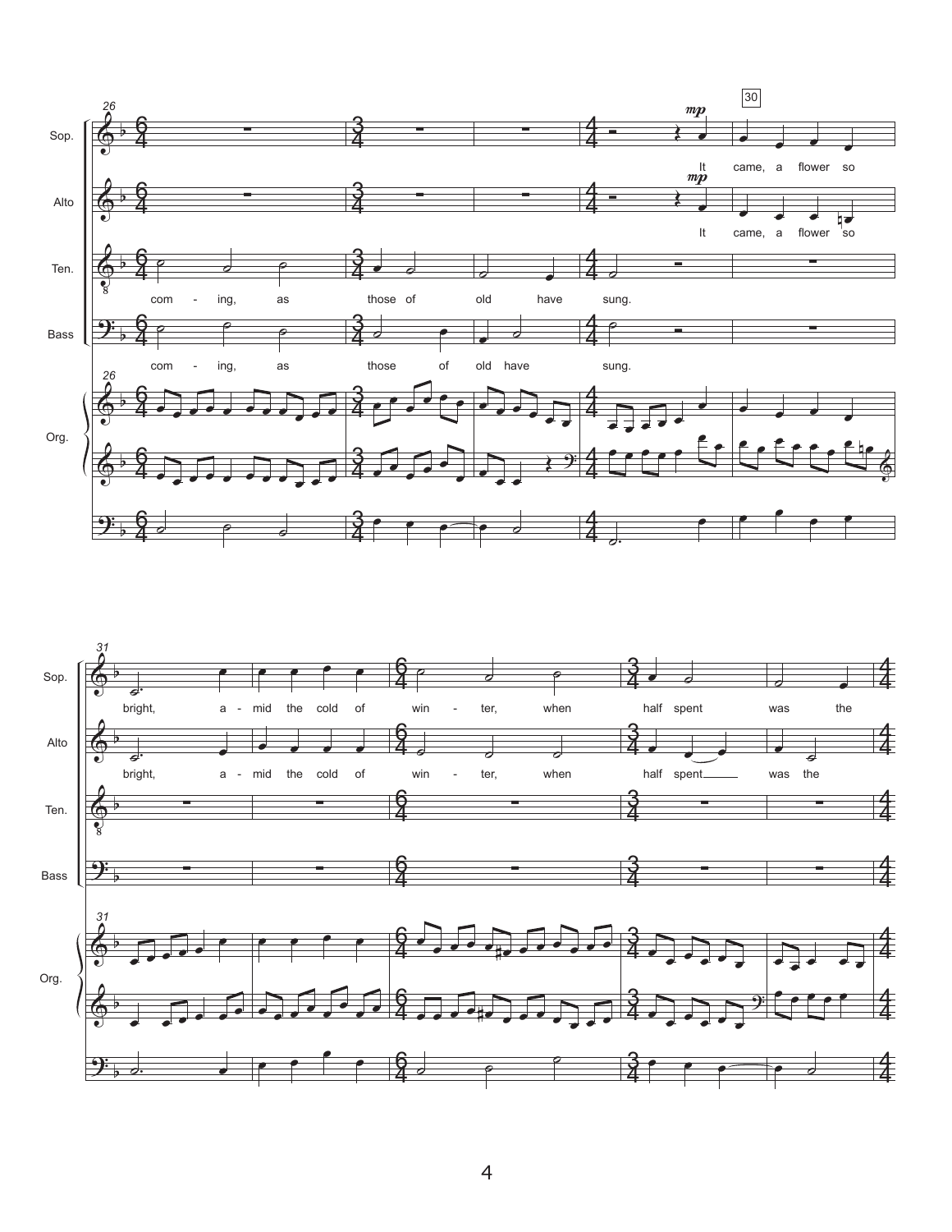Sop.
Alto
Ten.
Bass
Org.

26

Ten.: com - ing, as those of old have sung.

Bass: com - ing, as those of old have sung.

30

Sop. (*mp*): It came, a flower so bright, a - mid the cold of win - ter, when half spent was the

Alto (*mp*): It came, a flower so bright, a - mid the cold of win - ter, when half spent was the

31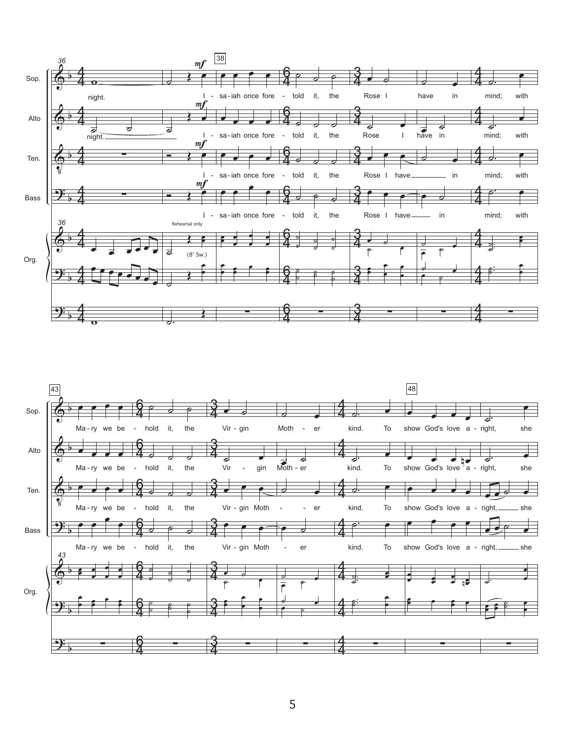night.

I - sa - iah once fore - told it, the Rose I have in mind; with

Ma - ry we be - hold it, the Vir - gin Moth - er kind. To show God's love a - right, she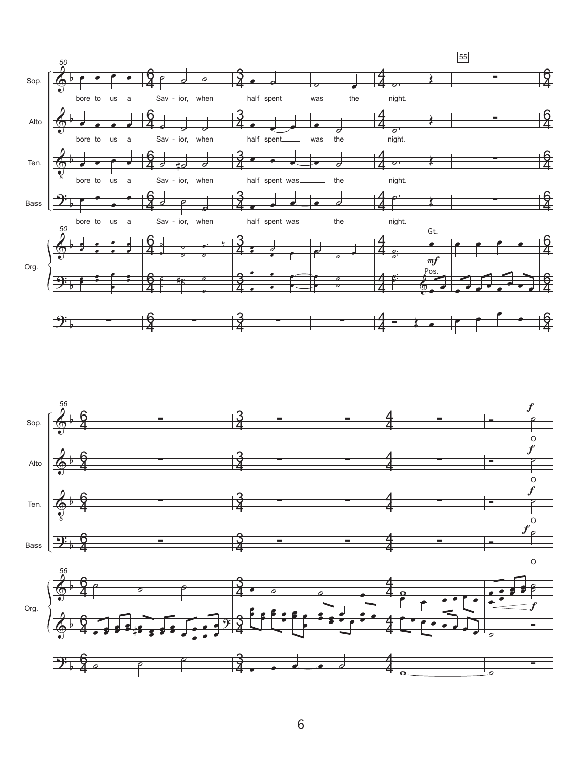Sop. — bore to us a Sav - ior, when half spent was the night.

Alto — bore to us a Sav - ior, when half spent was the night.

Ten. — bore to us a Sav - ior, when half spent was the night.

Bass — bore to us a Sav - ior, when half spent was the night.

Org. — Gt. *mf* Pos.

Sop. *f* O

Alto *f* O

Ten. *f* O

Bass *f* O

Org. *f*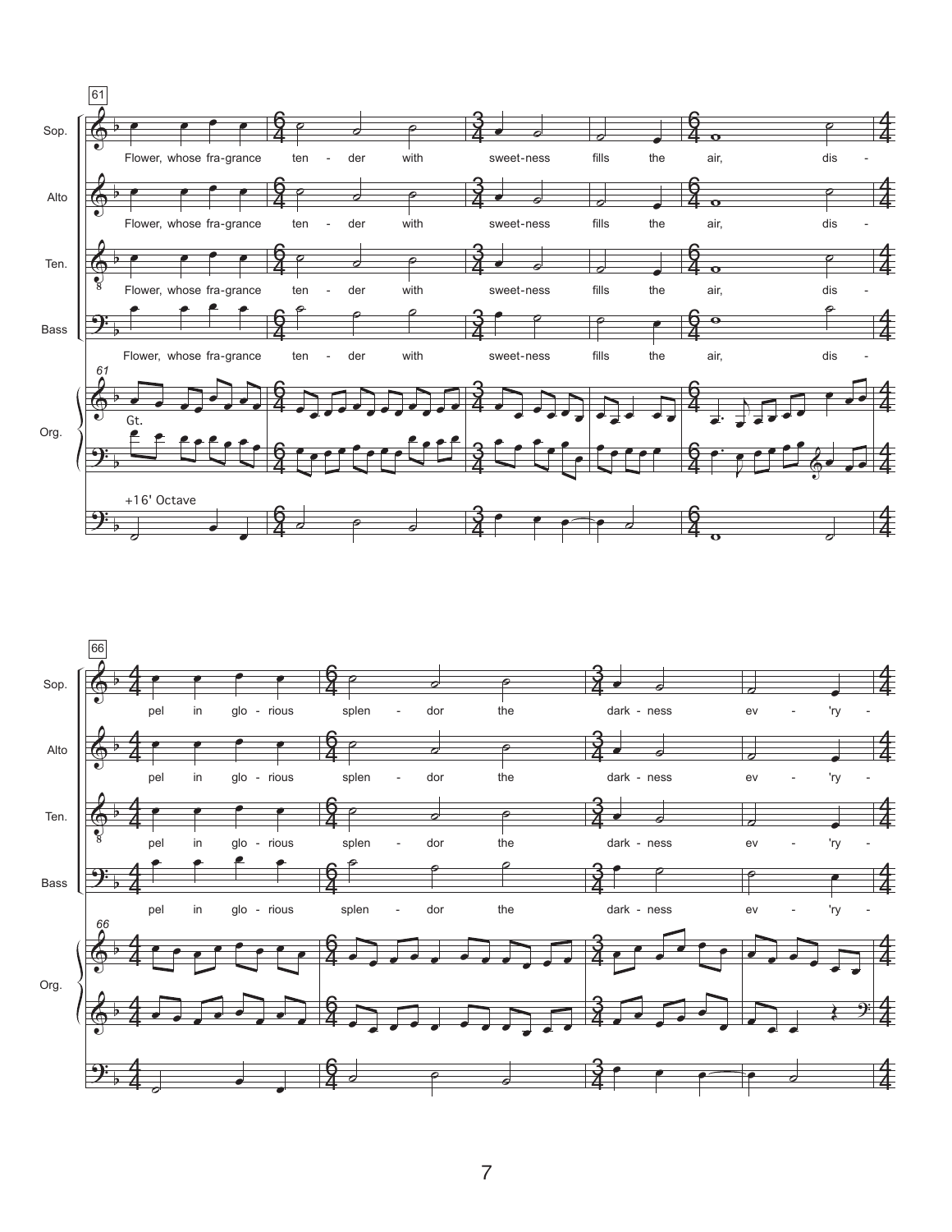61

Sop. / Alto / Ten. / Bass: Flower, whose fra-grance ten - der with sweet-ness fills the air, dis -

Org.: Gt.

+16' Octave

66

Sop. / Alto / Ten. / Bass: pel in glo - rious splen - dor the dark - ness ev - 'ry -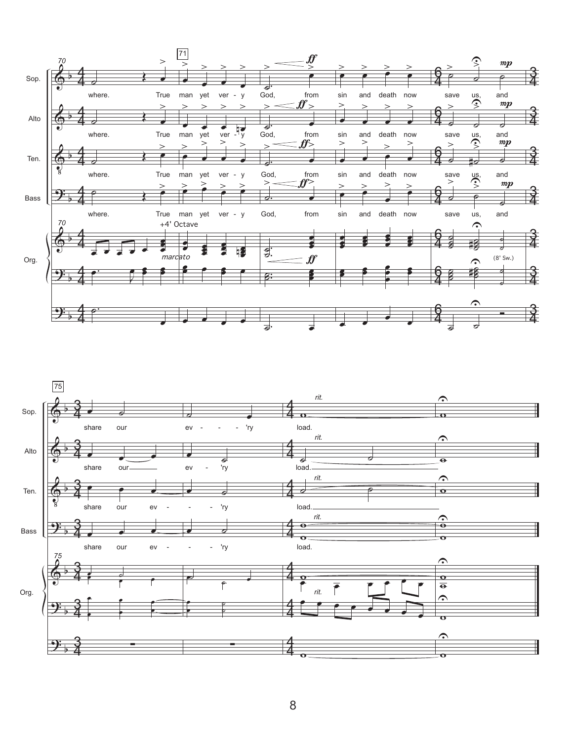where. True man yet ver - y God, from sin and death now save us, and

share our ev - 'ry load.